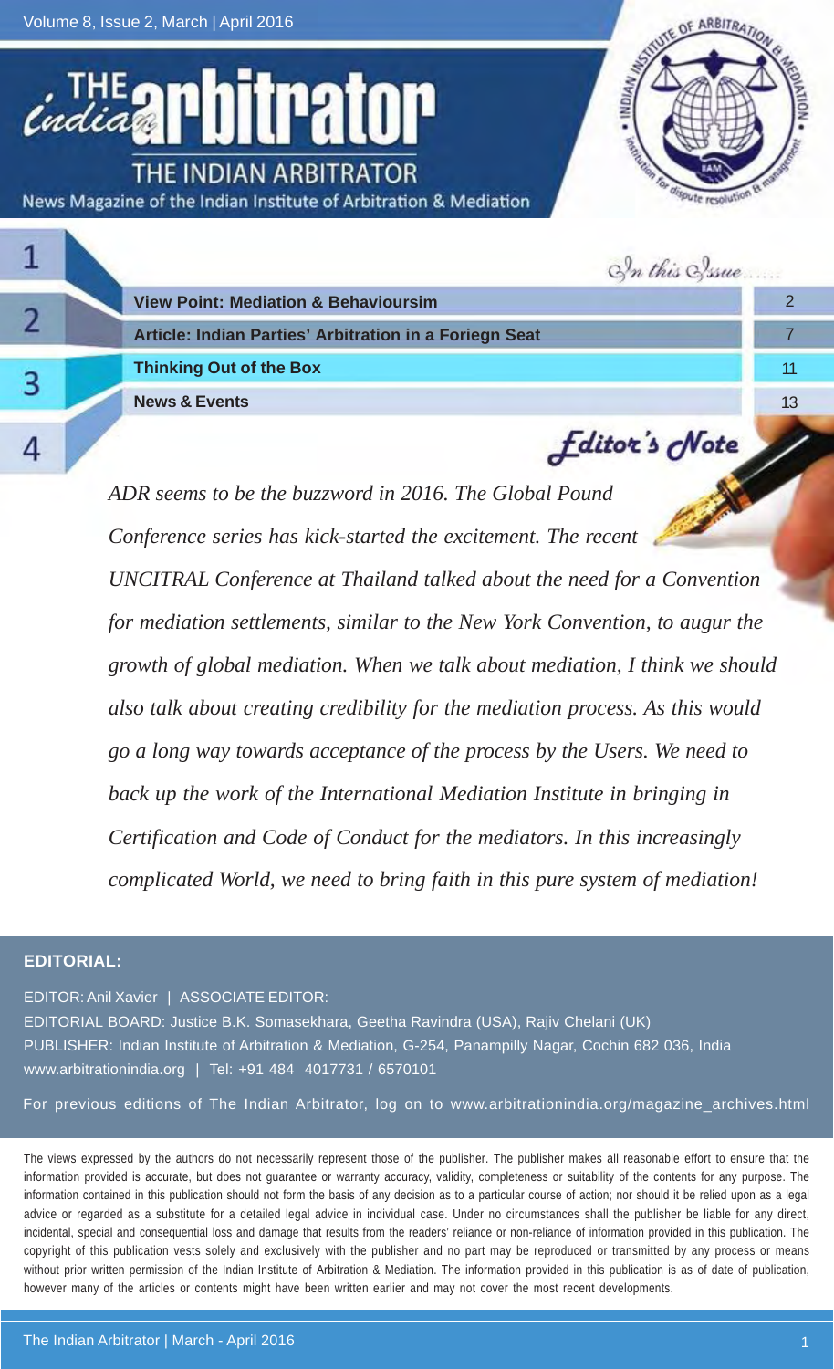# THE INDIAN ARBITRATOR

News Magazine of the Indian Institute of Arbitration & Mediation

*In this Issue......*

| | |
|---|---|
| **View Point: Mediation & Behavioursim** | 2 |
| **Article: Indian Parties' Arbitration in a Foriegn Seat** | 7 |
| **Thinking Out of the Box** | 11 |
| **News & Events** | 13 |

## Editor's Note

*ADR seems to be the buzzword in 2016. The Global Pound Conference series has kick-started the excitement. The recent UNCITRAL Conference at Thailand talked about the need for a Convention for mediation settlements, similar to the New York Convention, to augur the growth of global mediation. When we talk about mediation, I think we should also talk about creating credibility for the mediation process. As this would go a long way towards acceptance of the process by the Users. We need to back up the work of the International Mediation Institute in bringing in Certification and Code of Conduct for the mediators. In this increasingly complicated World, we need to bring faith in this pure system of mediation!*

**EDITORIAL:**

EDITOR: Anil Xavier | ASSOCIATE EDITOR:

EDITORIAL BOARD: Justice B.K. Somasekhara, Geetha Ravindra (USA), Rajiv Chelani (UK)

PUBLISHER: Indian Institute of Arbitration & Mediation, G-254, Panampilly Nagar, Cochin 682 036, India

www.arbitrationindia.org | Tel: +91 484 4017731 / 6570101

For previous editions of The Indian Arbitrator, log on to www.arbitrationindia.org/magazine_archives.html

The views expressed by the authors do not necessarily represent those of the publisher. The publisher makes all reasonable effort to ensure that the information provided is accurate, but does not guarantee or warranty accuracy, validity, completeness or suitability of the contents for any purpose. The information contained in this publication should not form the basis of any decision as to a particular course of action; nor should it be relied upon as a legal advice or regarded as a substitute for a detailed legal advice in individual case. Under no circumstances shall the publisher be liable for any direct, incidental, special and consequential loss and damage that results from the readers' reliance or non-reliance of information provided in this publication. The copyright of this publication vests solely and exclusively with the publisher and no part may be reproduced or transmitted by any process or means without prior written permission of the Indian Institute of Arbitration & Mediation. The information provided in this publication is as of date of publication, however many of the articles or contents might have been written earlier and may not cover the most recent developments.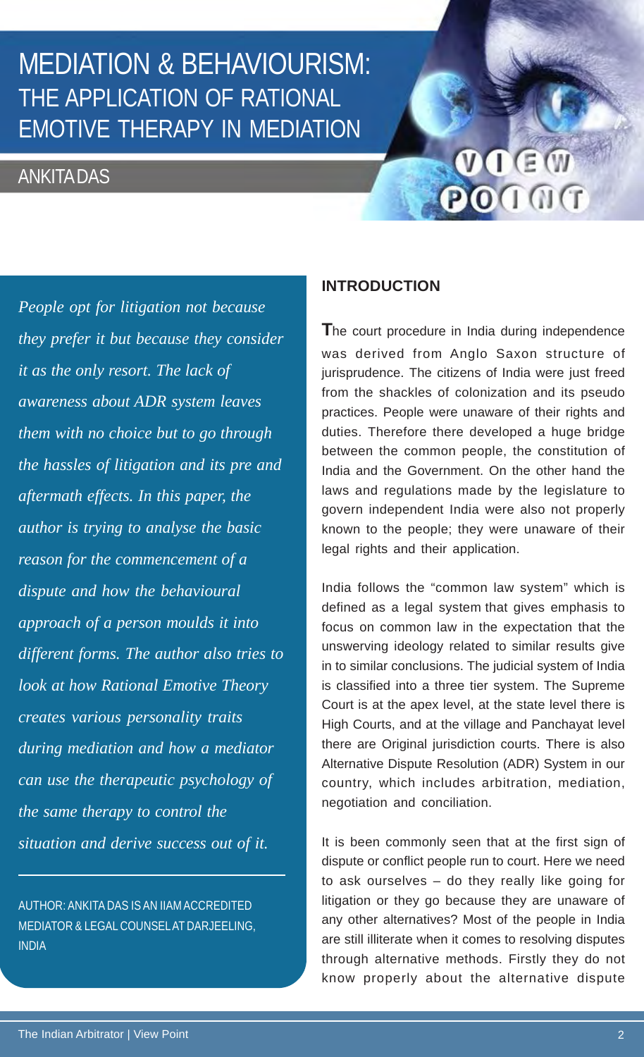# MEDIATION & BEHAVIOURISM: THE APPLICATION OF RATIONAL EMOTIVE THERAPY IN MEDIATION

## ANKITA DAS

*People opt for litigation not because they prefer it but because they consider it as the only resort. The lack of awareness about ADR system leaves them with no choice but to go through the hassles of litigation and its pre and aftermath effects. In this paper, the author is trying to analyse the basic reason for the commencement of a dispute and how the behavioural approach of a person moulds it into different forms. The author also tries to look at how Rational Emotive Theory creates various personality traits during mediation and how a mediator can use the therapeutic psychology of the same therapy to control the situation and derive success out of it.*

AUTHOR: ANKITA DAS IS AN IIAM ACCREDITED MEDIATOR & LEGAL COUNSEL AT DARJEELING, INDIA

### INTRODUCTION

The court procedure in India during independence was derived from Anglo Saxon structure of jurisprudence. The citizens of India were just freed from the shackles of colonization and its pseudo practices. People were unaware of their rights and duties. Therefore there developed a huge bridge between the common people, the constitution of India and the Government. On the other hand the laws and regulations made by the legislature to govern independent India were also not properly known to the people; they were unaware of their legal rights and their application.

India follows the "common law system" which is defined as a legal system that gives emphasis to focus on common law in the expectation that the unswerving ideology related to similar results give in to similar conclusions. The judicial system of India is classified into a three tier system. The Supreme Court is at the apex level, at the state level there is High Courts, and at the village and Panchayat level there are Original jurisdiction courts. There is also Alternative Dispute Resolution (ADR) System in our country, which includes arbitration, mediation, negotiation and conciliation.

It is been commonly seen that at the first sign of dispute or conflict people run to court. Here we need to ask ourselves – do they really like going for litigation or they go because they are unaware of any other alternatives? Most of the people in India are still illiterate when it comes to resolving disputes through alternative methods. Firstly they do not know properly about the alternative dispute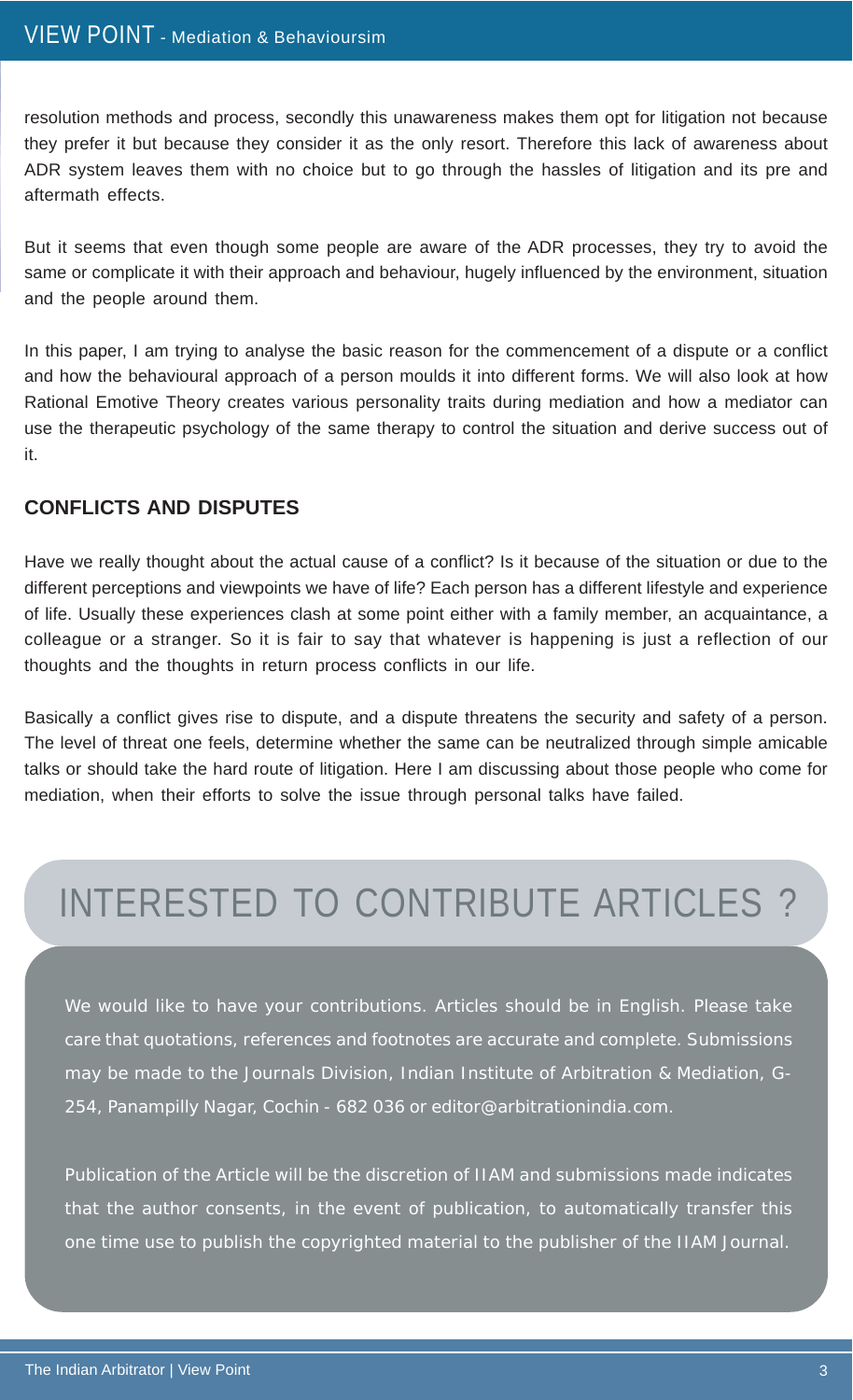resolution methods and process, secondly this unawareness makes them opt for litigation not because they prefer it but because they consider it as the only resort. Therefore this lack of awareness about ADR system leaves them with no choice but to go through the hassles of litigation and its pre and aftermath effects.

But it seems that even though some people are aware of the ADR processes, they try to avoid the same or complicate it with their approach and behaviour, hugely influenced by the environment, situation and the people around them.

In this paper, I am trying to analyse the basic reason for the commencement of a dispute or a conflict and how the behavioural approach of a person moulds it into different forms. We will also look at how Rational Emotive Theory creates various personality traits during mediation and how a mediator can use the therapeutic psychology of the same therapy to control the situation and derive success out of it.

## CONFLICTS AND DISPUTES

Have we really thought about the actual cause of a conflict? Is it because of the situation or due to the different perceptions and viewpoints we have of life? Each person has a different lifestyle and experience of life. Usually these experiences clash at some point either with a family member, an acquaintance, a colleague or a stranger. So it is fair to say that whatever is happening is just a reflection of our thoughts and the thoughts in return process conflicts in our life.

Basically a conflict gives rise to dispute, and a dispute threatens the security and safety of a person. The level of threat one feels, determine whether the same can be neutralized through simple amicable talks or should take the hard route of litigation. Here I am discussing about those people who come for mediation, when their efforts to solve the issue through personal talks have failed.

## INTERESTED TO CONTRIBUTE ARTICLES ?

We would like to have your contributions. Articles should be in English. Please take care that quotations, references and footnotes are accurate and complete. Submissions may be made to the Journals Division, Indian Institute of Arbitration & Mediation, G-254, Panampilly Nagar, Cochin - 682 036 or editor@arbitrationindia.com.

Publication of the Article will be the discretion of IIAM and submissions made indicates that the author consents, in the event of publication, to automatically transfer this one time use to publish the copyrighted material to the publisher of the IIAM Journal.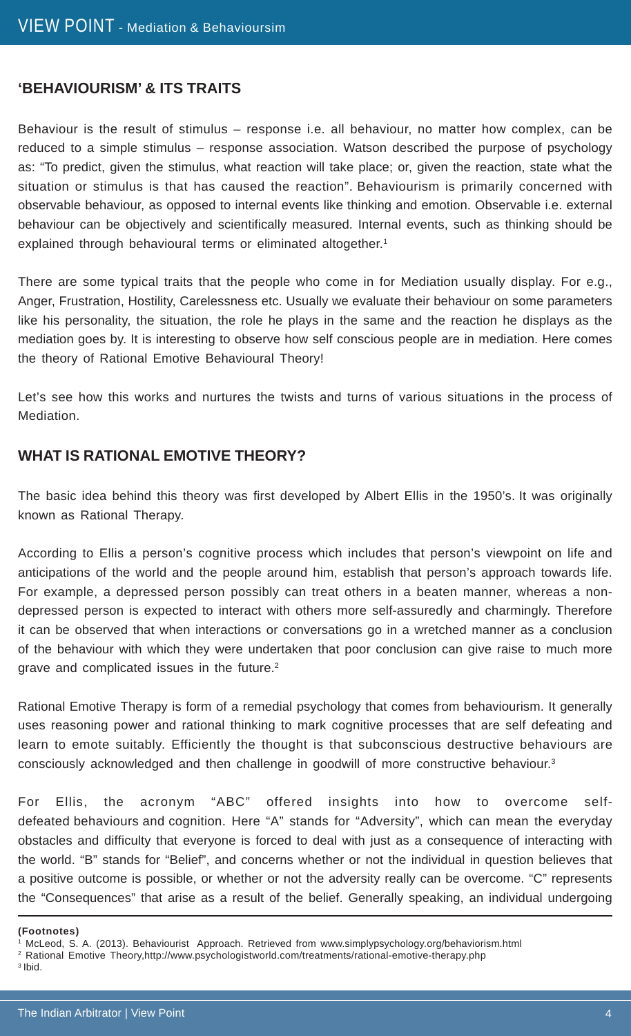## 'BEHAVIOURISM' & ITS TRAITS

Behaviour is the result of stimulus – response i.e. all behaviour, no matter how complex, can be reduced to a simple stimulus – response association. Watson described the purpose of psychology as: "To predict, given the stimulus, what reaction will take place; or, given the reaction, state what the situation or stimulus is that has caused the reaction". Behaviourism is primarily concerned with observable behaviour, as opposed to internal events like thinking and emotion. Observable i.e. external behaviour can be objectively and scientifically measured. Internal events, such as thinking should be explained through behavioural terms or eliminated altogether.[1]

There are some typical traits that the people who come in for Mediation usually display. For e.g., Anger, Frustration, Hostility, Carelessness etc. Usually we evaluate their behaviour on some parameters like his personality, the situation, the role he plays in the same and the reaction he displays as the mediation goes by. It is interesting to observe how self conscious people are in mediation. Here comes the theory of Rational Emotive Behavioural Theory!

Let's see how this works and nurtures the twists and turns of various situations in the process of Mediation.

## WHAT IS RATIONAL EMOTIVE THEORY?

The basic idea behind this theory was first developed by Albert Ellis in the 1950's. It was originally known as Rational Therapy.

According to Ellis a person's cognitive process which includes that person's viewpoint on life and anticipations of the world and the people around him, establish that person's approach towards life. For example, a depressed person possibly can treat others in a beaten manner, whereas a non-depressed person is expected to interact with others more self-assuredly and charmingly. Therefore it can be observed that when interactions or conversations go in a wretched manner as a conclusion of the behaviour with which they were undertaken that poor conclusion can give raise to much more grave and complicated issues in the future.[2]

Rational Emotive Therapy is form of a remedial psychology that comes from behaviourism. It generally uses reasoning power and rational thinking to mark cognitive processes that are self defeating and learn to emote suitably. Efficiently the thought is that subconscious destructive behaviours are consciously acknowledged and then challenge in goodwill of more constructive behaviour.[3]

For Ellis, the acronym "ABC" offered insights into how to overcome self-defeated behaviours and cognition. Here "A" stands for "Adversity", which can mean the everyday obstacles and difficulty that everyone is forced to deal with just as a consequence of interacting with the world. "B" stands for "Belief", and concerns whether or not the individual in question believes that a positive outcome is possible, or whether or not the adversity really can be overcome. "C" represents the "Consequences" that arise as a result of the belief. Generally speaking, an individual undergoing

**(Footnotes)**

[1] McLeod, S. A. (2013). Behaviourist Approach. Retrieved from www.simplypsychology.org/behaviorism.html

[2] Rational Emotive Theory,http://www.psychologistworld.com/treatments/rational-emotive-therapy.php

[3] Ibid.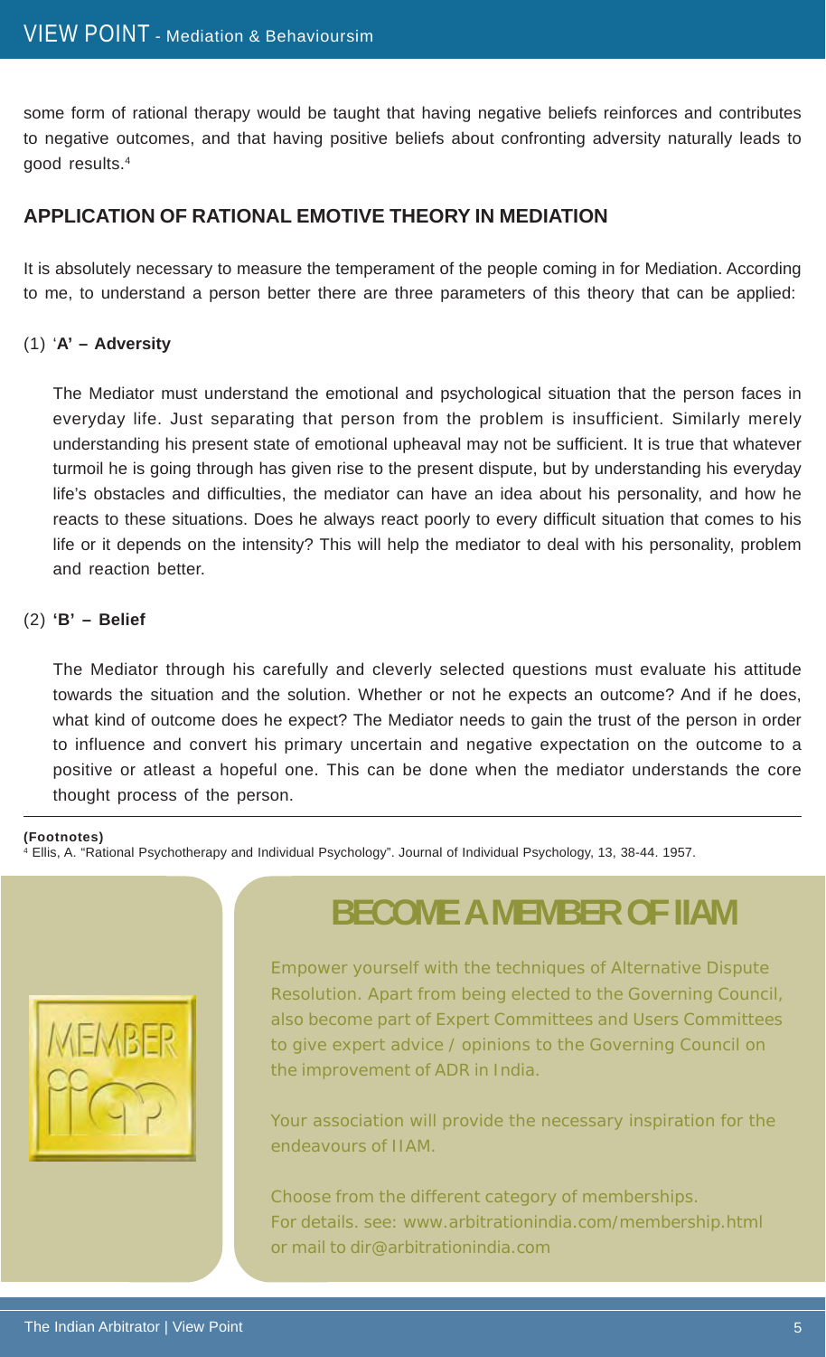some form of rational therapy would be taught that having negative beliefs reinforces and contributes to negative outcomes, and that having positive beliefs about confronting adversity naturally leads to good results.[4]

## APPLICATION OF RATIONAL EMOTIVE THEORY IN MEDIATION

It is absolutely necessary to measure the temperament of the people coming in for Mediation. According to me, to understand a person better there are three parameters of this theory that can be applied:

(1) **'A' – Adversity**

The Mediator must understand the emotional and psychological situation that the person faces in everyday life. Just separating that person from the problem is insufficient. Similarly merely understanding his present state of emotional upheaval may not be sufficient. It is true that whatever turmoil he is going through has given rise to the present dispute, but by understanding his everyday life's obstacles and difficulties, the mediator can have an idea about his personality, and how he reacts to these situations. Does he always react poorly to every difficult situation that comes to his life or it depends on the intensity? This will help the mediator to deal with his personality, problem and reaction better.

(2) **'B' – Belief**

The Mediator through his carefully and cleverly selected questions must evaluate his attitude towards the situation and the solution. Whether or not he expects an outcome? And if he does, what kind of outcome does he expect? The Mediator needs to gain the trust of the person in order to influence and convert his primary uncertain and negative expectation on the outcome to a positive or atleast a hopeful one. This can be done when the mediator understands the core thought process of the person.

**(Footnotes)**

[4] Ellis, A. "Rational Psychotherapy and Individual Psychology". Journal of Individual Psychology, 13, 38-44. 1957.

## BECOME A MEMBER OF IIAM

Empower yourself with the techniques of Alternative Dispute Resolution. Apart from being elected to the Governing Council, also become part of Expert Committees and Users Committees to give expert advice / opinions to the Governing Council on the improvement of ADR in India.

Your association will provide the necessary inspiration for the endeavours of IIAM.

Choose from the different category of memberships.
For details. see: www.arbitrationindia.com/membership.html
or mail to dir@arbitrationindia.com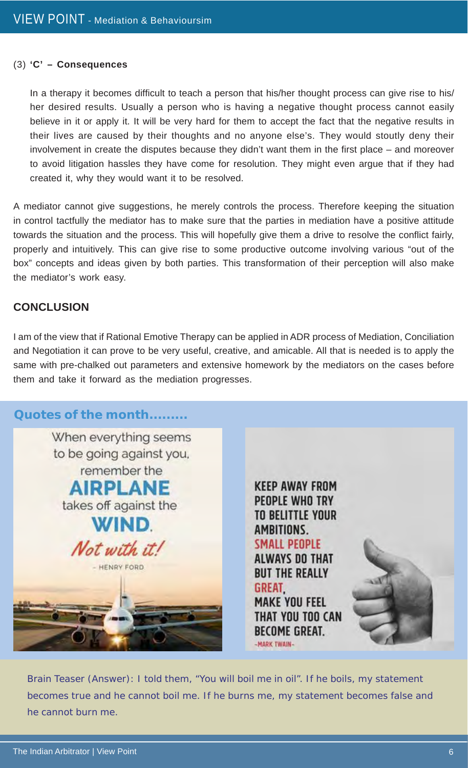(3) **'C' – Consequences**

In a therapy it becomes difficult to teach a person that his/her thought process can give rise to his/her desired results. Usually a person who is having a negative thought process cannot easily believe in it or apply it. It will be very hard for them to accept the fact that the negative results in their lives are caused by their thoughts and no anyone else's. They would stoutly deny their involvement in create the disputes because they didn't want them in the first place – and moreover to avoid litigation hassles they have come for resolution. They might even argue that if they had created it, why they would want it to be resolved.

A mediator cannot give suggestions, he merely controls the process. Therefore keeping the situation in control tactfully the mediator has to make sure that the parties in mediation have a positive attitude towards the situation and the process. This will hopefully give them a drive to resolve the conflict fairly, properly and intuitively. This can give rise to some productive outcome involving various "out of the box" concepts and ideas given by both parties. This transformation of their perception will also make the mediator's work easy.

## CONCLUSION

I am of the view that if Rational Emotive Therapy can be applied in ADR process of Mediation, Conciliation and Negotiation it can prove to be very useful, creative, and amicable. All that is needed is to apply the same with pre-chalked out parameters and extensive homework by the mediators on the cases before them and take it forward as the mediation progresses.

## Quotes of the month.........

When everything seems to be going against you, remember the **AIRPLANE** takes off against the **WIND**. *Not with it!*

– HENRY FORD

KEEP AWAY FROM PEOPLE WHO TRY TO BELITTLE YOUR AMBITIONS. SMALL PEOPLE ALWAYS DO THAT BUT THE REALLY GREAT, MAKE YOU FEEL THAT YOU TOO CAN BECOME GREAT.

-MARK TWAIN-

Brain Teaser (Answer): I told them, "You will boil me in oil". If he boils, my statement becomes true and he cannot boil me. If he burns me, my statement becomes false and he cannot burn me.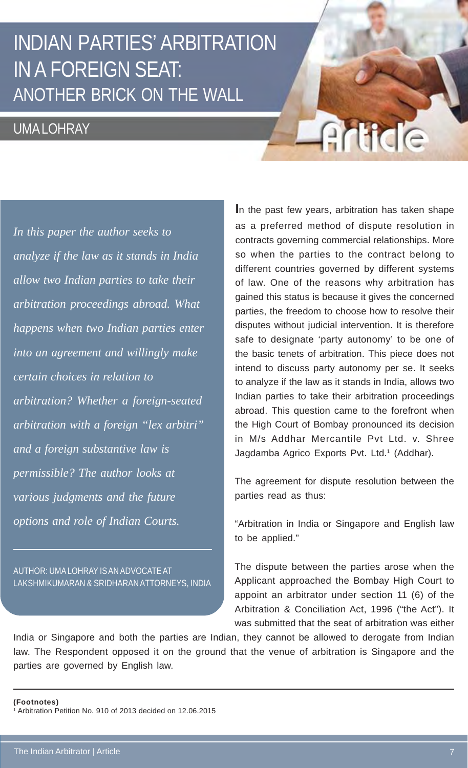# INDIAN PARTIES' ARBITRATION IN A FOREIGN SEAT: ANOTHER BRICK ON THE WALL

## UMA LOHRAY

*In this paper the author seeks to analyze if the law as it stands in India allow two Indian parties to take their arbitration proceedings abroad. What happens when two Indian parties enter into an agreement and willingly make certain choices in relation to arbitration? Whether a foreign-seated arbitration with a foreign "lex arbitri" and a foreign substantive law is permissible? The author looks at various judgments and the future options and role of Indian Courts.*

AUTHOR: UMA LOHRAY IS AN ADVOCATE AT LAKSHMIKUMARAN & SRIDHARAN ATTORNEYS, INDIA

In the past few years, arbitration has taken shape as a preferred method of dispute resolution in contracts governing commercial relationships. More so when the parties to the contract belong to different countries governed by different systems of law. One of the reasons why arbitration has gained this status is because it gives the concerned parties, the freedom to choose how to resolve their disputes without judicial intervention. It is therefore safe to designate 'party autonomy' to be one of the basic tenets of arbitration. This piece does not intend to discuss party autonomy per se. It seeks to analyze if the law as it stands in India, allows two Indian parties to take their arbitration proceedings abroad. This question came to the forefront when the High Court of Bombay pronounced its decision in M/s Addhar Mercantile Pvt Ltd. v. Shree Jagdamba Agrico Exports Pvt. Ltd.[1] (Addhar).

The agreement for dispute resolution between the parties read as thus:

"Arbitration in India or Singapore and English law to be applied."

The dispute between the parties arose when the Applicant approached the Bombay High Court to appoint an arbitrator under section 11 (6) of the Arbitration & Conciliation Act, 1996 ("the Act"). It was submitted that the seat of arbitration was either India or Singapore and both the parties are Indian, they cannot be allowed to derogate from Indian law. The Respondent opposed it on the ground that the venue of arbitration is Singapore and the parties are governed by English law.

---

**(Footnotes)**

[1] Arbitration Petition No. 910 of 2013 decided on 12.06.2015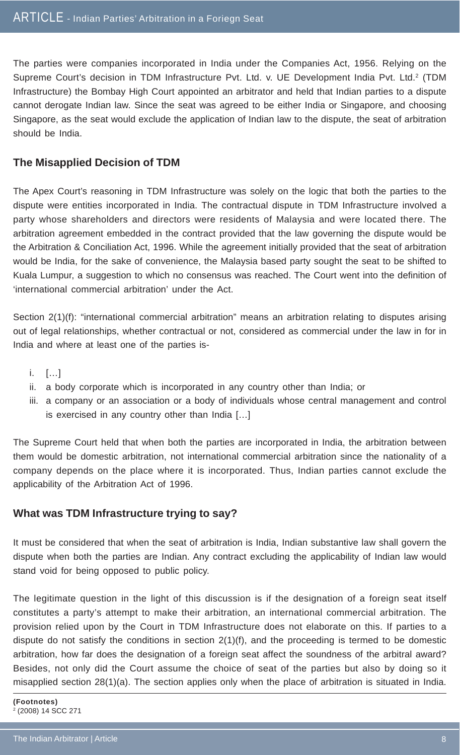The parties were companies incorporated in India under the Companies Act, 1956. Relying on the Supreme Court's decision in TDM Infrastructure Pvt. Ltd. v. UE Development India Pvt. Ltd.[2] (TDM Infrastructure) the Bombay High Court appointed an arbitrator and held that Indian parties to a dispute cannot derogate Indian law. Since the seat was agreed to be either India or Singapore, and choosing Singapore, as the seat would exclude the application of Indian law to the dispute, the seat of arbitration should be India.

### The Misapplied Decision of TDM

The Apex Court's reasoning in TDM Infrastructure was solely on the logic that both the parties to the dispute were entities incorporated in India. The contractual dispute in TDM Infrastructure involved a party whose shareholders and directors were residents of Malaysia and were located there. The arbitration agreement embedded in the contract provided that the law governing the dispute would be the Arbitration & Conciliation Act, 1996. While the agreement initially provided that the seat of arbitration would be India, for the sake of convenience, the Malaysia based party sought the seat to be shifted to Kuala Lumpur, a suggestion to which no consensus was reached. The Court went into the definition of 'international commercial arbitration' under the Act.

Section 2(1)(f): "international commercial arbitration" means an arbitration relating to disputes arising out of legal relationships, whether contractual or not, considered as commercial under the law in for in India and where at least one of the parties is-

i. […]
ii. a body corporate which is incorporated in any country other than India; or
iii. a company or an association or a body of individuals whose central management and control is exercised in any country other than India […]

The Supreme Court held that when both the parties are incorporated in India, the arbitration between them would be domestic arbitration, not international commercial arbitration since the nationality of a company depends on the place where it is incorporated. Thus, Indian parties cannot exclude the applicability of the Arbitration Act of 1996.

### What was TDM Infrastructure trying to say?

It must be considered that when the seat of arbitration is India, Indian substantive law shall govern the dispute when both the parties are Indian. Any contract excluding the applicability of Indian law would stand void for being opposed to public policy.

The legitimate question in the light of this discussion is if the designation of a foreign seat itself constitutes a party's attempt to make their arbitration, an international commercial arbitration. The provision relied upon by the Court in TDM Infrastructure does not elaborate on this. If parties to a dispute do not satisfy the conditions in section 2(1)(f), and the proceeding is termed to be domestic arbitration, how far does the designation of a foreign seat affect the soundness of the arbitral award? Besides, not only did the Court assume the choice of seat of the parties but also by doing so it misapplied section 28(1)(a). The section applies only when the place of arbitration is situated in India.

**(Footnotes)**
[2] (2008) 14 SCC 271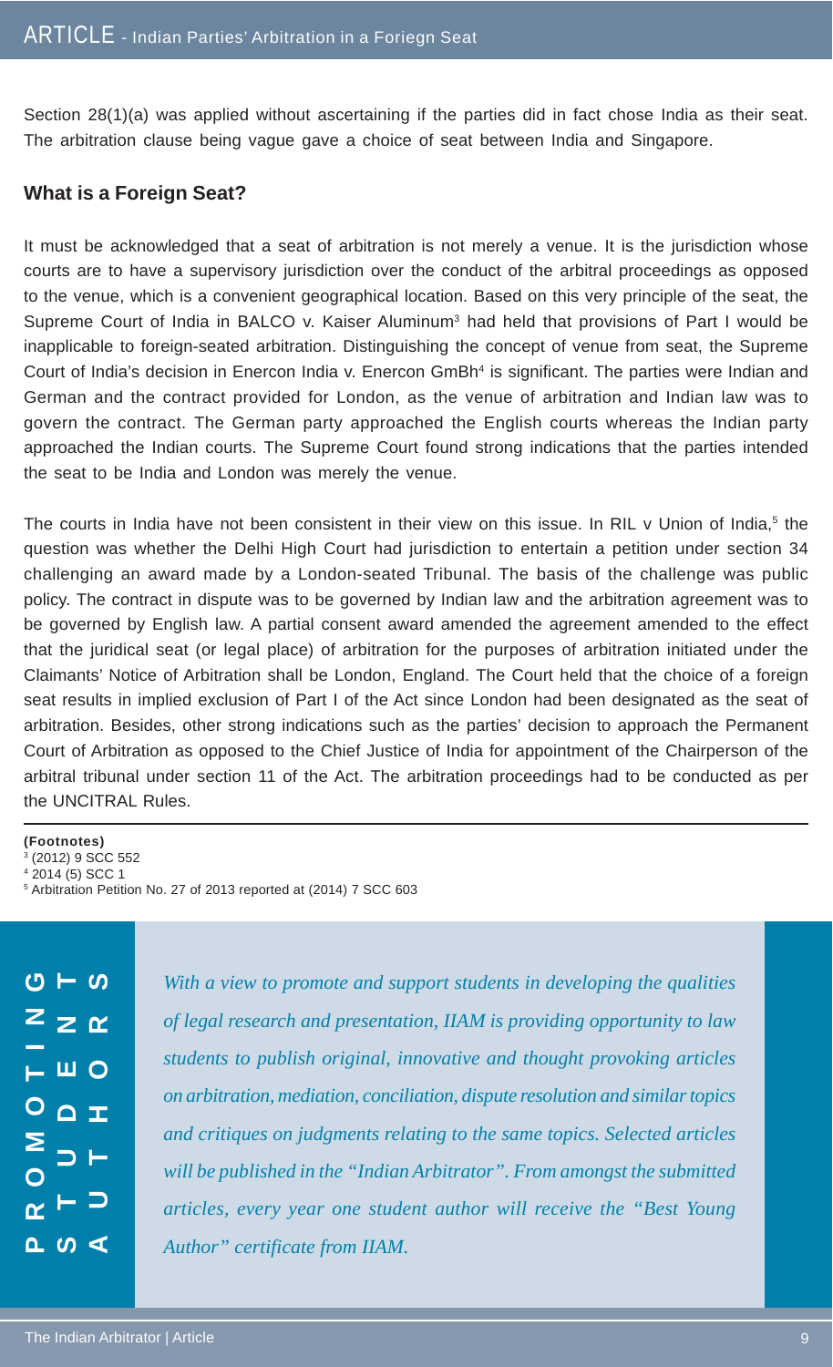Section 28(1)(a) was applied without ascertaining if the parties did in fact chose India as their seat. The arbitration clause being vague gave a choice of seat between India and Singapore.

## What is a Foreign Seat?

It must be acknowledged that a seat of arbitration is not merely a venue. It is the jurisdiction whose courts are to have a supervisory jurisdiction over the conduct of the arbitral proceedings as opposed to the venue, which is a convenient geographical location. Based on this very principle of the seat, the Supreme Court of India in BALCO v. Kaiser Aluminum[3] had held that provisions of Part I would be inapplicable to foreign-seated arbitration. Distinguishing the concept of venue from seat, the Supreme Court of India's decision in Enercon India v. Enercon GmBh[4] is significant. The parties were Indian and German and the contract provided for London, as the venue of arbitration and Indian law was to govern the contract. The German party approached the English courts whereas the Indian party approached the Indian courts. The Supreme Court found strong indications that the parties intended the seat to be India and London was merely the venue.

The courts in India have not been consistent in their view on this issue. In RIL v Union of India,[5] the question was whether the Delhi High Court had jurisdiction to entertain a petition under section 34 challenging an award made by a London-seated Tribunal. The basis of the challenge was public policy. The contract in dispute was to be governed by Indian law and the arbitration agreement was to be governed by English law. A partial consent award amended the agreement amended to the effect that the juridical seat (or legal place) of arbitration for the purposes of arbitration initiated under the Claimants' Notice of Arbitration shall be London, England. The Court held that the choice of a foreign seat results in implied exclusion of Part I of the Act since London had been designated as the seat of arbitration. Besides, other strong indications such as the parties' decision to approach the Permanent Court of Arbitration as opposed to the Chief Justice of India for appointment of the Chairperson of the arbitral tribunal under section 11 of the Act. The arbitration proceedings had to be conducted as per the UNCITRAL Rules.

---

**(Footnotes)**

[3] (2012) 9 SCC 552

[4] 2014 (5) SCC 1

[5] Arbitration Petition No. 27 of 2013 reported at (2014) 7 SCC 603

**PROMOTING STUDENTS AUTHORS**

*With a view to promote and support students in developing the qualities of legal research and presentation, IIAM is providing opportunity to law students to publish original, innovative and thought provoking articles on arbitration, mediation, conciliation, dispute resolution and similar topics and critiques on judgments relating to the same topics. Selected articles will be published in the "Indian Arbitrator". From amongst the submitted articles, every year one student author will receive the "Best Young Author" certificate from IIAM.*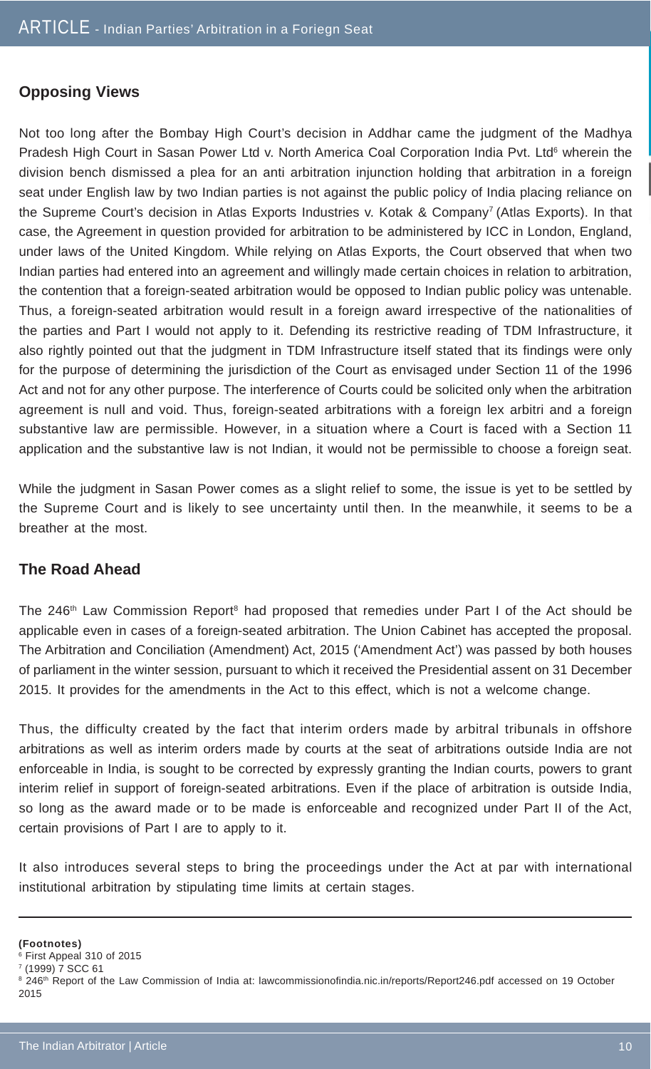## Opposing Views

Not too long after the Bombay High Court's decision in Addhar came the judgment of the Madhya Pradesh High Court in Sasan Power Ltd v. North America Coal Corporation India Pvt. Ltd[6] wherein the division bench dismissed a plea for an anti arbitration injunction holding that arbitration in a foreign seat under English law by two Indian parties is not against the public policy of India placing reliance on the Supreme Court's decision in Atlas Exports Industries v. Kotak & Company[7] (Atlas Exports). In that case, the Agreement in question provided for arbitration to be administered by ICC in London, England, under laws of the United Kingdom. While relying on Atlas Exports, the Court observed that when two Indian parties had entered into an agreement and willingly made certain choices in relation to arbitration, the contention that a foreign-seated arbitration would be opposed to Indian public policy was untenable. Thus, a foreign-seated arbitration would result in a foreign award irrespective of the nationalities of the parties and Part I would not apply to it. Defending its restrictive reading of TDM Infrastructure, it also rightly pointed out that the judgment in TDM Infrastructure itself stated that its findings were only for the purpose of determining the jurisdiction of the Court as envisaged under Section 11 of the 1996 Act and not for any other purpose. The interference of Courts could be solicited only when the arbitration agreement is null and void. Thus, foreign-seated arbitrations with a foreign lex arbitri and a foreign substantive law are permissible. However, in a situation where a Court is faced with a Section 11 application and the substantive law is not Indian, it would not be permissible to choose a foreign seat.

While the judgment in Sasan Power comes as a slight relief to some, the issue is yet to be settled by the Supreme Court and is likely to see uncertainty until then. In the meanwhile, it seems to be a breather at the most.

## The Road Ahead

The 246th Law Commission Report[8] had proposed that remedies under Part I of the Act should be applicable even in cases of a foreign-seated arbitration. The Union Cabinet has accepted the proposal. The Arbitration and Conciliation (Amendment) Act, 2015 ('Amendment Act') was passed by both houses of parliament in the winter session, pursuant to which it received the Presidential assent on 31 December 2015. It provides for the amendments in the Act to this effect, which is not a welcome change.

Thus, the difficulty created by the fact that interim orders made by arbitral tribunals in offshore arbitrations as well as interim orders made by courts at the seat of arbitrations outside India are not enforceable in India, is sought to be corrected by expressly granting the Indian courts, powers to grant interim relief in support of foreign-seated arbitrations. Even if the place of arbitration is outside India, so long as the award made or to be made is enforceable and recognized under Part II of the Act, certain provisions of Part I are to apply to it.

It also introduces several steps to bring the proceedings under the Act at par with international institutional arbitration by stipulating time limits at certain stages.

---

**(Footnotes)**

[6] First Appeal 310 of 2015

[7] (1999) 7 SCC 61

[8] 246th Report of the Law Commission of India at: lawcommissionofindia.nic.in/reports/Report246.pdf accessed on 19 October 2015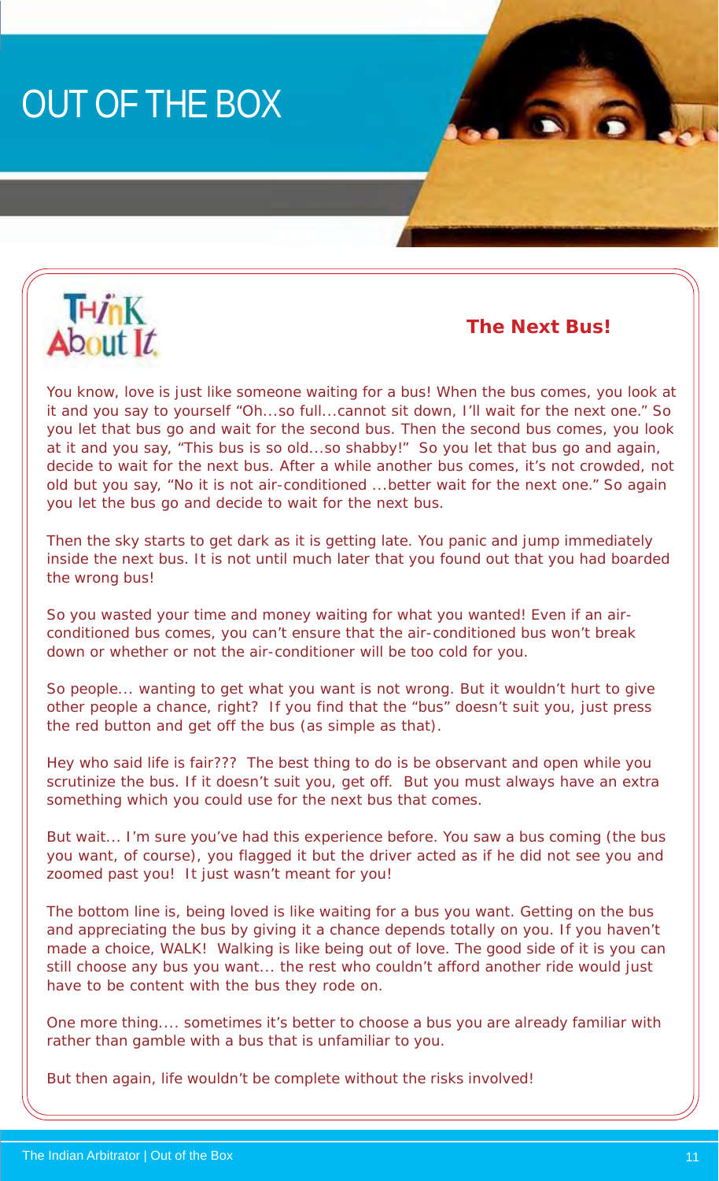# OUT OF THE BOX

Think About It

### The Next Bus!

You know, love is just like someone waiting for a bus! When the bus comes, you look at it and you say to yourself "Oh...so full...cannot sit down, I'll wait for the next one." So you let that bus go and wait for the second bus. Then the second bus comes, you look at it and you say, "This bus is so old...so shabby!" So you let that bus go and again, decide to wait for the next bus. After a while another bus comes, it's not crowded, not old but you say, "No it is not air-conditioned ...better wait for the next one." So again you let the bus go and decide to wait for the next bus.

Then the sky starts to get dark as it is getting late. You panic and jump immediately inside the next bus. It is not until much later that you found out that you had boarded the wrong bus!

So you wasted your time and money waiting for what you wanted! Even if an air-conditioned bus comes, you can't ensure that the air-conditioned bus won't break down or whether or not the air-conditioner will be too cold for you.

So people... wanting to get what you want is not wrong. But it wouldn't hurt to give other people a chance, right? If you find that the "bus" doesn't suit you, just press the red button and get off the bus (as simple as that).

Hey who said life is fair??? The best thing to do is be observant and open while you scrutinize the bus. If it doesn't suit you, get off. But you must always have an extra something which you could use for the next bus that comes.

But wait... I'm sure you've had this experience before. You saw a bus coming (the bus you want, of course), you flagged it but the driver acted as if he did not see you and zoomed past you! It just wasn't meant for you!

The bottom line is, being loved is like waiting for a bus you want. Getting on the bus and appreciating the bus by giving it a chance depends totally on you. If you haven't made a choice, WALK! Walking is like being out of love. The good side of it is you can still choose any bus you want... the rest who couldn't afford another ride would just have to be content with the bus they rode on.

One more thing.... sometimes it's better to choose a bus you are already familiar with rather than gamble with a bus that is unfamiliar to you.

But then again, life wouldn't be complete without the risks involved!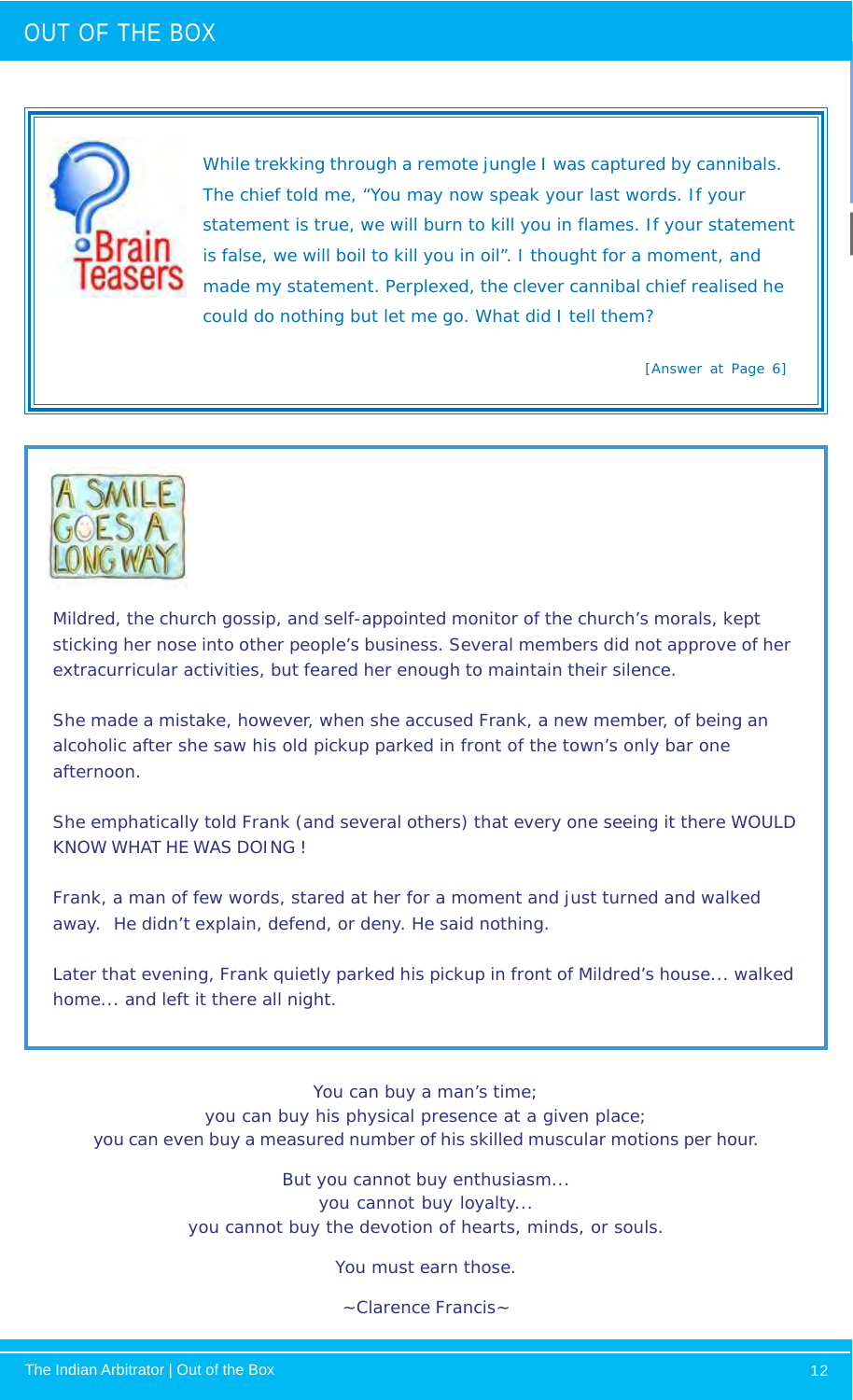# OUT OF THE BOX

## Brain Teasers

While trekking through a remote jungle I was captured by cannibals. The chief told me, "You may now speak your last words. If your statement is true, we will burn to kill you in flames. If your statement is false, we will boil to kill you in oil". I thought for a moment, and made my statement. Perplexed, the clever cannibal chief realised he could do nothing but let me go. What did I tell them?

[Answer at Page 6]

## A Smile Goes A Long Way

Mildred, the church gossip, and self-appointed monitor of the church's morals, kept sticking her nose into other people's business. Several members did not approve of her extracurricular activities, but feared her enough to maintain their silence.

She made a mistake, however, when she accused Frank, a new member, of being an alcoholic after she saw his old pickup parked in front of the town's only bar one afternoon.

She emphatically told Frank (and several others) that every one seeing it there WOULD KNOW WHAT HE WAS DOING !

Frank, a man of few words, stared at her for a moment and just turned and walked away. He didn't explain, defend, or deny. He said nothing.

Later that evening, Frank quietly parked his pickup in front of Mildred's house... walked home... and left it there all night.

---

You can buy a man's time;
you can buy his physical presence at a given place;
you can even buy a measured number of his skilled muscular motions per hour.

But you cannot buy enthusiasm...
you cannot buy loyalty...
you cannot buy the devotion of hearts, minds, or souls.

You must earn those.

~Clarence Francis~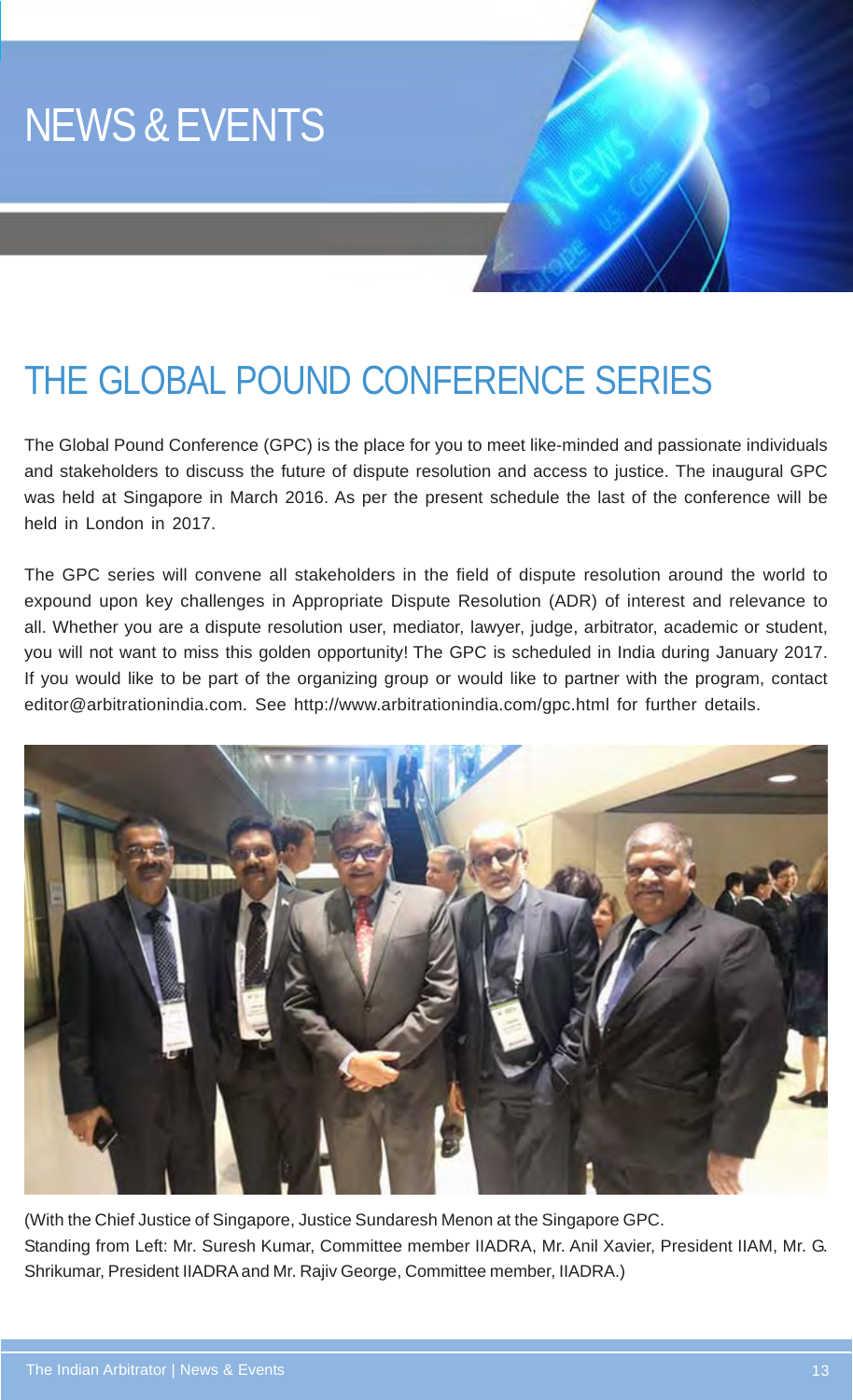# NEWS & EVENTS

## THE GLOBAL POUND CONFERENCE SERIES

The Global Pound Conference (GPC) is the place for you to meet like-minded and passionate individuals and stakeholders to discuss the future of dispute resolution and access to justice. The inaugural GPC was held at Singapore in March 2016. As per the present schedule the last of the conference will be held in London in 2017.

The GPC series will convene all stakeholders in the field of dispute resolution around the world to expound upon key challenges in Appropriate Dispute Resolution (ADR) of interest and relevance to all. Whether you are a dispute resolution user, mediator, lawyer, judge, arbitrator, academic or student, you will not want to miss this golden opportunity! The GPC is scheduled in India during January 2017. If you would like to be part of the organizing group or would like to partner with the program, contact editor@arbitrationindia.com. See http://www.arbitrationindia.com/gpc.html for further details.

(With the Chief Justice of Singapore, Justice Sundaresh Menon at the Singapore GPC.
Standing from Left: Mr. Suresh Kumar, Committee member IIADRA, Mr. Anil Xavier, President IIAM, Mr. G. Shrikumar, President IIADRA and Mr. Rajiv George, Committee member, IIADRA.)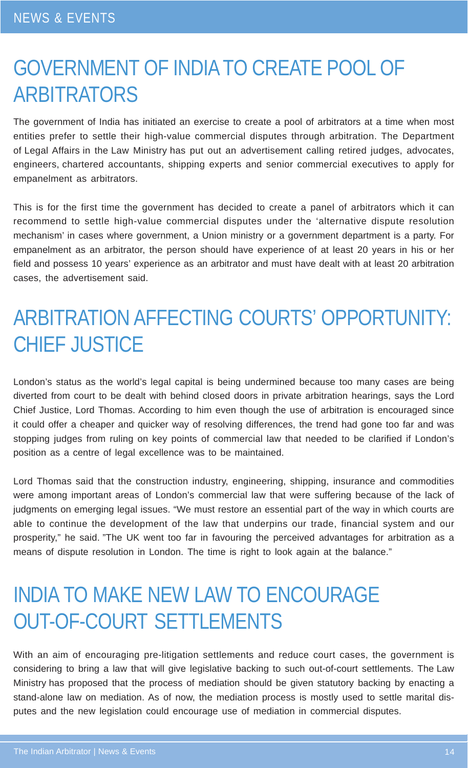# GOVERNMENT OF INDIA TO CREATE POOL OF ARBITRATORS

The government of India has initiated an exercise to create a pool of arbitrators at a time when most entities prefer to settle their high-value commercial disputes through arbitration. The Department of Legal Affairs in the Law Ministry has put out an advertisement calling retired judges, advocates, engineers, chartered accountants, shipping experts and senior commercial executives to apply for empanelment as arbitrators.

This is for the first time the government has decided to create a panel of arbitrators which it can recommend to settle high-value commercial disputes under the 'alternative dispute resolution mechanism' in cases where government, a Union ministry or a government department is a party. For empanelment as an arbitrator, the person should have experience of at least 20 years in his or her field and possess 10 years' experience as an arbitrator and must have dealt with at least 20 arbitration cases, the advertisement said.

# ARBITRATION AFFECTING COURTS' OPPORTUNITY: CHIEF JUSTICE

London's status as the world's legal capital is being undermined because too many cases are being diverted from court to be dealt with behind closed doors in private arbitration hearings, says the Lord Chief Justice, Lord Thomas. According to him even though the use of arbitration is encouraged since it could offer a cheaper and quicker way of resolving differences, the trend had gone too far and was stopping judges from ruling on key points of commercial law that needed to be clarified if London's position as a centre of legal excellence was to be maintained.

Lord Thomas said that the construction industry, engineering, shipping, insurance and commodities were among important areas of London's commercial law that were suffering because of the lack of judgments on emerging legal issues. "We must restore an essential part of the way in which courts are able to continue the development of the law that underpins our trade, financial system and our prosperity," he said. "The UK went too far in favouring the perceived advantages for arbitration as a means of dispute resolution in London. The time is right to look again at the balance."

# INDIA TO MAKE NEW LAW TO ENCOURAGE OUT-OF-COURT SETTLEMENTS

With an aim of encouraging pre-litigation settlements and reduce court cases, the government is considering to bring a law that will give legislative backing to such out-of-court settlements. The Law Ministry has proposed that the process of mediation should be given statutory backing by enacting a stand-alone law on mediation. As of now, the mediation process is mostly used to settle marital disputes and the new legislation could encourage use of mediation in commercial disputes.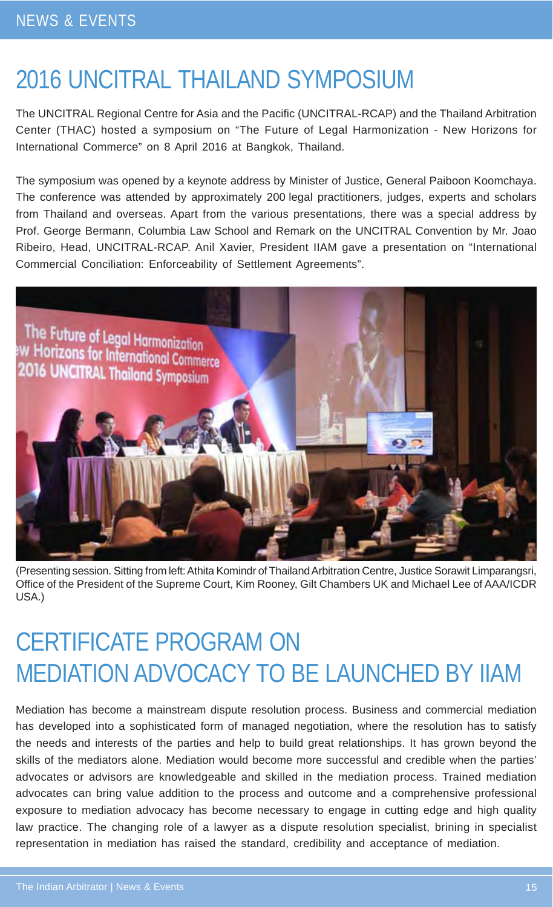## 2016 UNCITRAL THAILAND SYMPOSIUM

The UNCITRAL Regional Centre for Asia and the Pacific (UNCITRAL-RCAP) and the Thailand Arbitration Center (THAC) hosted a symposium on "The Future of Legal Harmonization - New Horizons for International Commerce" on 8 April 2016 at Bangkok, Thailand.

The symposium was opened by a keynote address by Minister of Justice, General Paiboon Koomchaya. The conference was attended by approximately 200 legal practitioners, judges, experts and scholars from Thailand and overseas. Apart from the various presentations, there was a special address by Prof. George Bermann, Columbia Law School and Remark on the UNCITRAL Convention by Mr. Joao Ribeiro, Head, UNCITRAL-RCAP. Anil Xavier, President IIAM gave a presentation on "International Commercial Conciliation: Enforceability of Settlement Agreements".

(Presenting session. Sitting from left: Athita Komindr of Thailand Arbitration Centre, Justice Sorawit Limparangsri, Office of the President of the Supreme Court, Kim Rooney, Gilt Chambers UK and Michael Lee of AAA/ICDR USA.)

## CERTIFICATE PROGRAM ON MEDIATION ADVOCACY TO BE LAUNCHED BY IIAM

Mediation has become a mainstream dispute resolution process. Business and commercial mediation has developed into a sophisticated form of managed negotiation, where the resolution has to satisfy the needs and interests of the parties and help to build great relationships. It has grown beyond the skills of the mediators alone. Mediation would become more successful and credible when the parties' advocates or advisors are knowledgeable and skilled in the mediation process. Trained mediation advocates can bring value addition to the process and outcome and a comprehensive professional exposure to mediation advocacy has become necessary to engage in cutting edge and high quality law practice. The changing role of a lawyer as a dispute resolution specialist, brining in specialist representation in mediation has raised the standard, credibility and acceptance of mediation.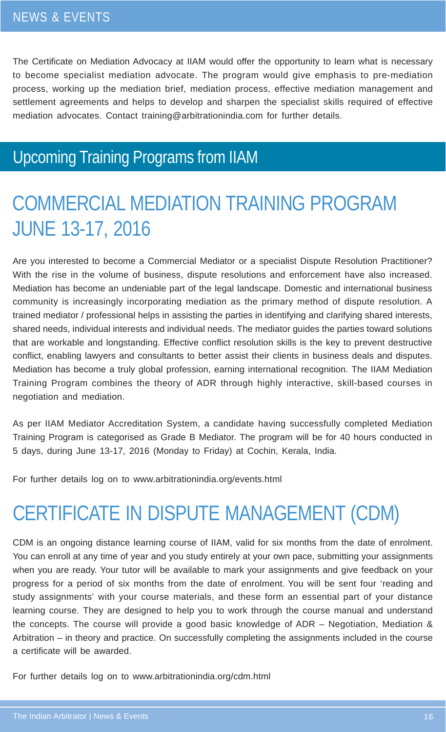The Certificate on Mediation Advocacy at IIAM would offer the opportunity to learn what is necessary to become specialist mediation advocate. The program would give emphasis to pre-mediation process, working up the mediation brief, mediation process, effective mediation management and settlement agreements and helps to develop and sharpen the specialist skills required of effective mediation advocates. Contact training@arbitrationindia.com for further details.

## Upcoming Training Programs from IIAM

# COMMERCIAL MEDIATION TRAINING PROGRAM JUNE 13-17, 2016

Are you interested to become a Commercial Mediator or a specialist Dispute Resolution Practitioner? With the rise in the volume of business, dispute resolutions and enforcement have also increased. Mediation has become an undeniable part of the legal landscape. Domestic and international business community is increasingly incorporating mediation as the primary method of dispute resolution. A trained mediator / professional helps in assisting the parties in identifying and clarifying shared interests, shared needs, individual interests and individual needs. The mediator guides the parties toward solutions that are workable and longstanding. Effective conflict resolution skills is the key to prevent destructive conflict, enabling lawyers and consultants to better assist their clients in business deals and disputes. Mediation has become a truly global profession, earning international recognition. The IIAM Mediation Training Program combines the theory of ADR through highly interactive, skill-based courses in negotiation and mediation.

As per IIAM Mediator Accreditation System, a candidate having successfully completed Mediation Training Program is categorised as Grade B Mediator. The program will be for 40 hours conducted in 5 days, during June 13-17, 2016 (Monday to Friday) at Cochin, Kerala, India.

For further details log on to www.arbitrationindia.org/events.html

# CERTIFICATE IN DISPUTE MANAGEMENT (CDM)

CDM is an ongoing distance learning course of IIAM, valid for six months from the date of enrolment. You can enroll at any time of year and you study entirely at your own pace, submitting your assignments when you are ready. Your tutor will be available to mark your assignments and give feedback on your progress for a period of six months from the date of enrolment. You will be sent four 'reading and study assignments' with your course materials, and these form an essential part of your distance learning course. They are designed to help you to work through the course manual and understand the concepts. The course will provide a good basic knowledge of ADR – Negotiation, Mediation & Arbitration – in theory and practice. On successfully completing the assignments included in the course a certificate will be awarded.

For further details log on to www.arbitrationindia.org/cdm.html